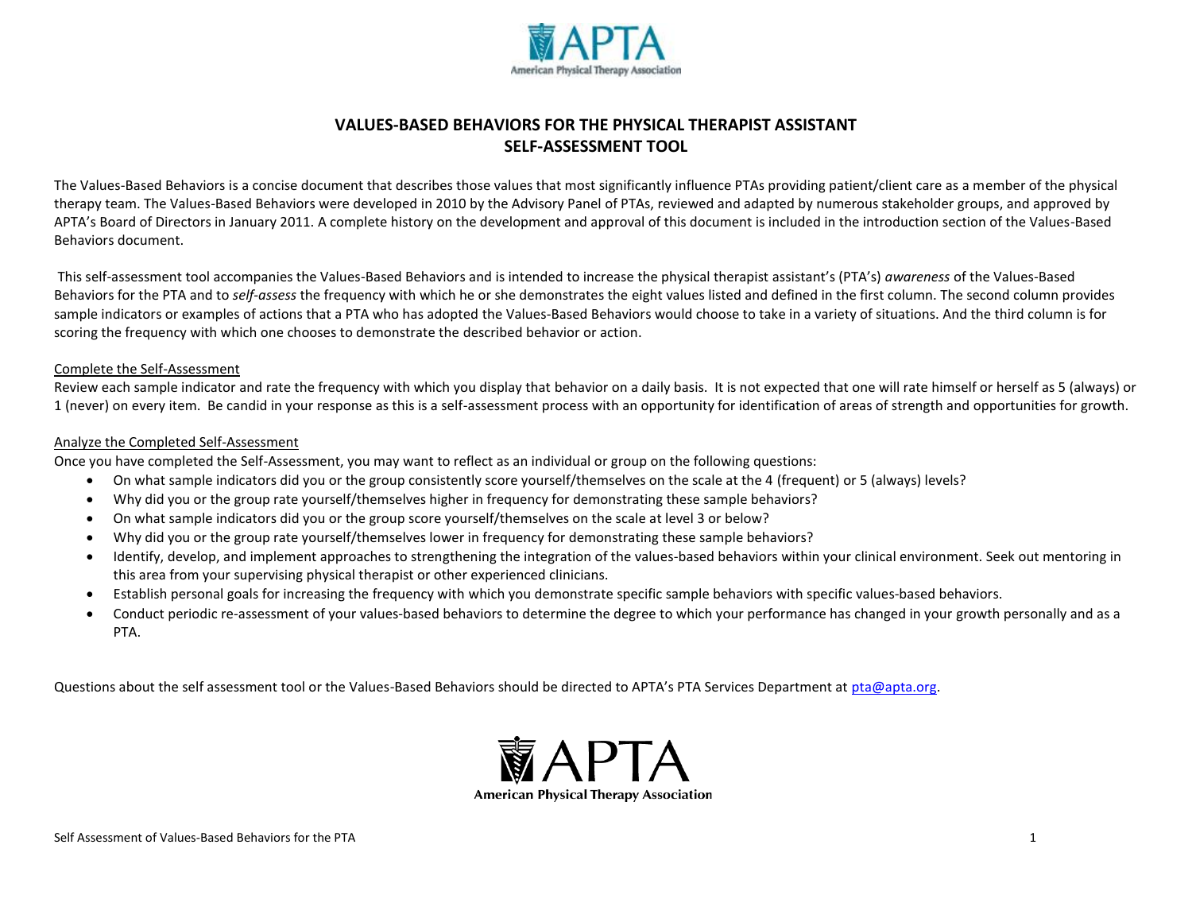# VALUES-BASED BEHAVIORS FOR THE PHYSICAL THERAPIST ASSISTANT
# SELF-ASSESSMENT TOOL

The Values-Based Behaviors is a concise document that describes those values that most significantly influence PTAs providing patient/client care as a member of the physical therapy team. The Values-Based Behaviors were developed in 2010 by the Advisory Panel of PTAs, reviewed and adapted by numerous stakeholder groups, and approved by APTA's Board of Directors in January 2011. A complete history on the development and approval of this document is included in the introduction section of the Values-Based Behaviors document.

This self-assessment tool accompanies the Values-Based Behaviors and is intended to increase the physical therapist assistant's (PTA's) *awareness* of the Values-Based Behaviors for the PTA and to *self-assess* the frequency with which he or she demonstrates the eight values listed and defined in the first column. The second column provides sample indicators or examples of actions that a PTA who has adopted the Values-Based Behaviors would choose to take in a variety of situations. And the third column is for scoring the frequency with which one chooses to demonstrate the described behavior or action.

<u>Complete the Self-Assessment</u>

Review each sample indicator and rate the frequency with which you display that behavior on a daily basis. It is not expected that one will rate himself or herself as 5 (always) or 1 (never) on every item. Be candid in your response as this is a self-assessment process with an opportunity for identification of areas of strength and opportunities for growth.

<u>Analyze the Completed Self-Assessment</u>

Once you have completed the Self-Assessment, you may want to reflect as an individual or group on the following questions:

- On what sample indicators did you or the group consistently score yourself/themselves on the scale at the 4 (frequent) or 5 (always) levels?
- Why did you or the group rate yourself/themselves higher in frequency for demonstrating these sample behaviors?
- On what sample indicators did you or the group score yourself/themselves on the scale at level 3 or below?
- Why did you or the group rate yourself/themselves lower in frequency for demonstrating these sample behaviors?
- Identify, develop, and implement approaches to strengthening the integration of the values-based behaviors within your clinical environment. Seek out mentoring in this area from your supervising physical therapist or other experienced clinicians.
- Establish personal goals for increasing the frequency with which you demonstrate specific sample behaviors with specific values-based behaviors.
- Conduct periodic re-assessment of your values-based behaviors to determine the degree to which your performance has changed in your growth personally and as a PTA.

Questions about the self assessment tool or the Values-Based Behaviors should be directed to APTA's PTA Services Department at pta@apta.org.

APTA
American Physical Therapy Association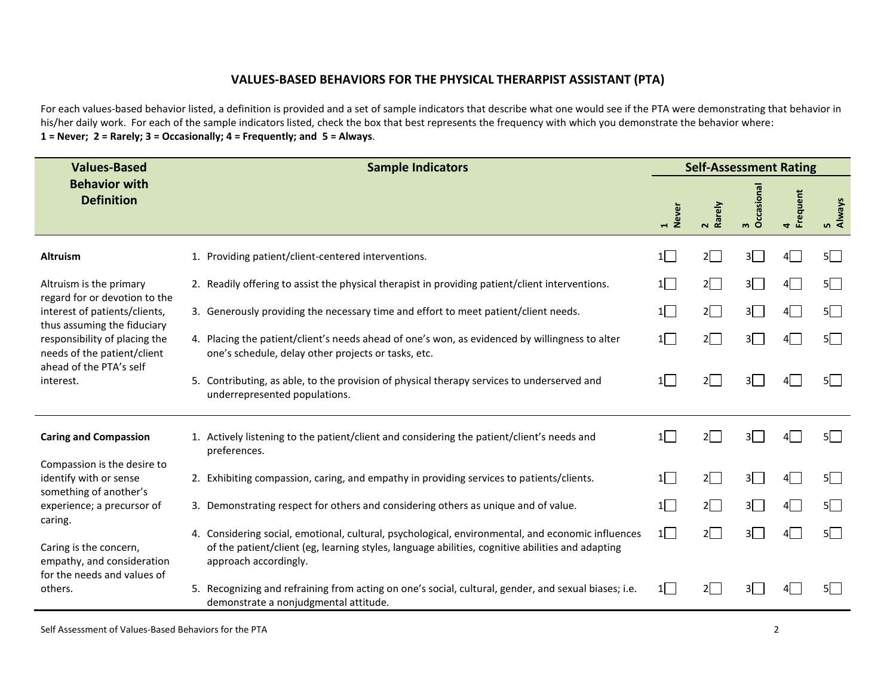## VALUES-BASED BEHAVIORS FOR THE PHYSICAL THERARPIST ASSISTANT (PTA)

For each values-based behavior listed, a definition is provided and a set of sample indicators that describe what one would see if the PTA were demonstrating that behavior in his/her daily work. For each of the sample indicators listed, check the box that best represents the frequency with which you demonstrate the behavior where:
**1 = Never; 2 = Rarely; 3 = Occasionally; 4 = Frequently; and 5 = Always**.

| Values-Based Behavior with Definition | Sample Indicators | Self-Assessment Rating | | | | |
|---|---|---|---|---|---|---|
| | | 1 Never | 2 Rarely | 3 Occasional | 4 Frequent | 5 Always |
| **Altruism**<br><br>Altruism is the primary regard for or devotion to the interest of patients/clients, thus assuming the fiduciary responsibility of placing the needs of the patient/client ahead of the PTA's self interest. | 1. Providing patient/client-centered interventions. | 1☐ | 2☐ | 3☐ | 4☐ | 5☐ |
| | 2. Readily offering to assist the physical therapist in providing patient/client interventions. | 1☐ | 2☐ | 3☐ | 4☐ | 5☐ |
| | 3. Generously providing the necessary time and effort to meet patient/client needs. | 1☐ | 2☐ | 3☐ | 4☐ | 5☐ |
| | 4. Placing the patient/client's needs ahead of one's won, as evidenced by willingness to alter one's schedule, delay other projects or tasks, etc. | 1☐ | 2☐ | 3☐ | 4☐ | 5☐ |
| | 5. Contributing, as able, to the provision of physical therapy services to underserved and underrepresented populations. | 1☐ | 2☐ | 3☐ | 4☐ | 5☐ |
| **Caring and Compassion**<br><br>Compassion is the desire to identify with or sense something of another's experience; a precursor of caring.<br><br>Caring is the concern, empathy, and consideration for the needs and values of others. | 1. Actively listening to the patient/client and considering the patient/client's needs and preferences. | 1☐ | 2☐ | 3☐ | 4☐ | 5☐ |
| | 2. Exhibiting compassion, caring, and empathy in providing services to patients/clients. | 1☐ | 2☐ | 3☐ | 4☐ | 5☐ |
| | 3. Demonstrating respect for others and considering others as unique and of value. | 1☐ | 2☐ | 3☐ | 4☐ | 5☐ |
| | 4. Considering social, emotional, cultural, psychological, environmental, and economic influences of the patient/client (eg, learning styles, language abilities, cognitive abilities and adapting approach accordingly. | 1☐ | 2☐ | 3☐ | 4☐ | 5☐ |
| | 5. Recognizing and refraining from acting on one's social, cultural, gender, and sexual biases; i.e. demonstrate a nonjudgmental attitude. | 1☐ | 2☐ | 3☐ | 4☐ | 5☐ |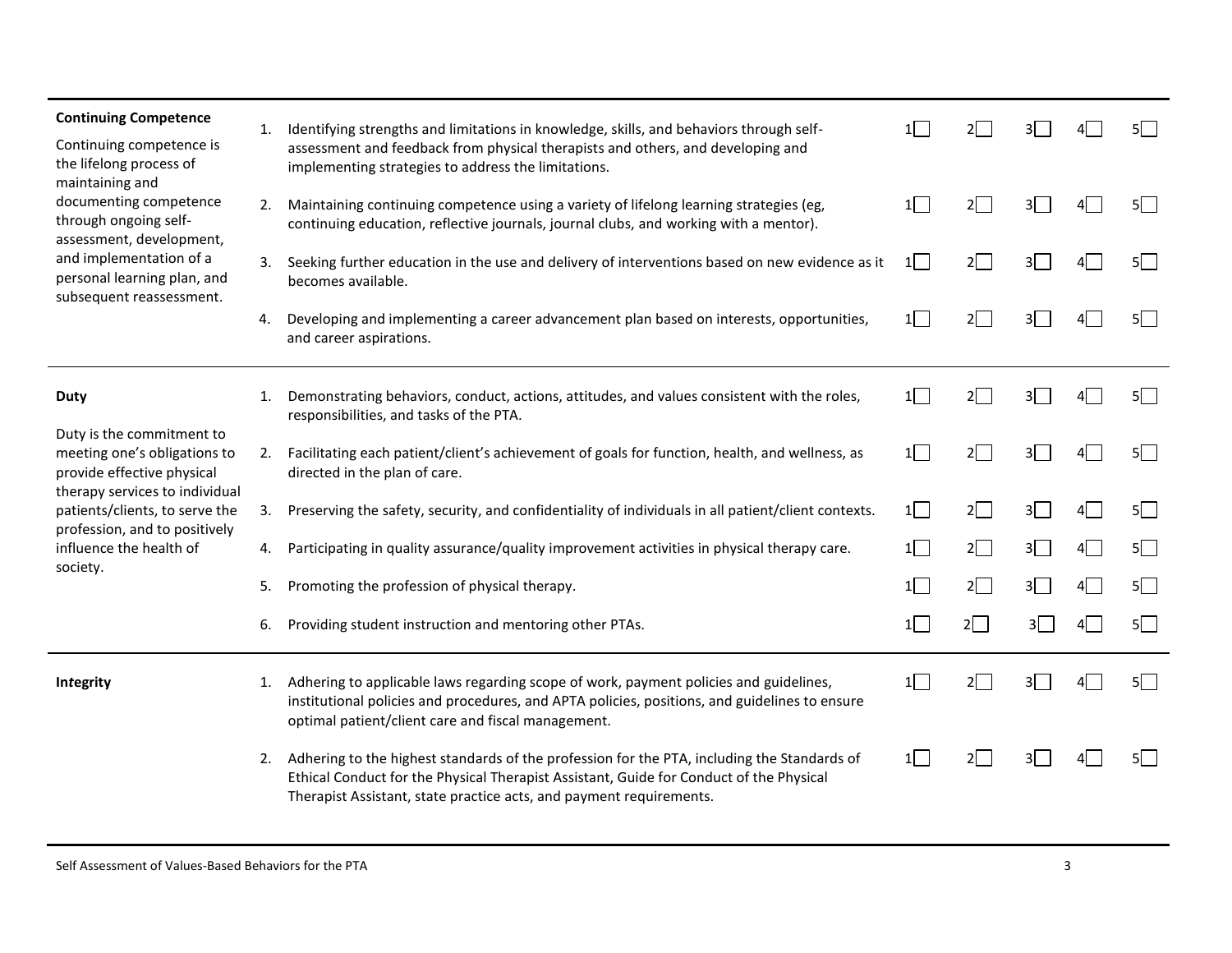| Value | Sample Indicators | 1 | 2 | 3 | 4 | 5 |
|---|---|---|---|---|---|---|
| **Continuing Competence**<br><br>Continuing competence is the lifelong process of maintaining and documenting competence through ongoing self-assessment, development, and implementation of a personal learning plan, and subsequent reassessment. | 1. Identifying strengths and limitations in knowledge, skills, and behaviors through self-assessment and feedback from physical therapists and others, and developing and implementing strategies to address the limitations. | 1☐ | 2☐ | 3☐ | 4☐ | 5☐ |
| | 2. Maintaining continuing competence using a variety of lifelong learning strategies (eg, continuing education, reflective journals, journal clubs, and working with a mentor). | 1☐ | 2☐ | 3☐ | 4☐ | 5☐ |
| | 3. Seeking further education in the use and delivery of interventions based on new evidence as it becomes available. | 1☐ | 2☐ | 3☐ | 4☐ | 5☐ |
| | 4. Developing and implementing a career advancement plan based on interests, opportunities, and career aspirations. | 1☐ | 2☐ | 3☐ | 4☐ | 5☐ |
| **Duty**<br><br>Duty is the commitment to meeting one's obligations to provide effective physical therapy services to individual patients/clients, to serve the profession, and to positively influence the health of society. | 1. Demonstrating behaviors, conduct, actions, attitudes, and values consistent with the roles, responsibilities, and tasks of the PTA. | 1☐ | 2☐ | 3☐ | 4☐ | 5☐ |
| | 2. Facilitating each patient/client's achievement of goals for function, health, and wellness, as directed in the plan of care. | 1☐ | 2☐ | 3☐ | 4☐ | 5☐ |
| | 3. Preserving the safety, security, and confidentiality of individuals in all patient/client contexts. | 1☐ | 2☐ | 3☐ | 4☐ | 5☐ |
| | 4. Participating in quality assurance/quality improvement activities in physical therapy care. | 1☐ | 2☐ | 3☐ | 4☐ | 5☐ |
| | 5. Promoting the profession of physical therapy. | 1☐ | 2☐ | 3☐ | 4☐ | 5☐ |
| | 6. Providing student instruction and mentoring other PTAs. | 1☐ | 2☐ | 3☐ | 4☐ | 5☐ |
| **Integrity** | 1. Adhering to applicable laws regarding scope of work, payment policies and guidelines, institutional policies and procedures, and APTA policies, positions, and guidelines to ensure optimal patient/client care and fiscal management. | 1☐ | 2☐ | 3☐ | 4☐ | 5☐ |
| | 2. Adhering to the highest standards of the profession for the PTA, including the Standards of Ethical Conduct for the Physical Therapist Assistant, Guide for Conduct of the Physical Therapist Assistant, state practice acts, and payment requirements. | 1☐ | 2☐ | 3☐ | 4☐ | 5☐ |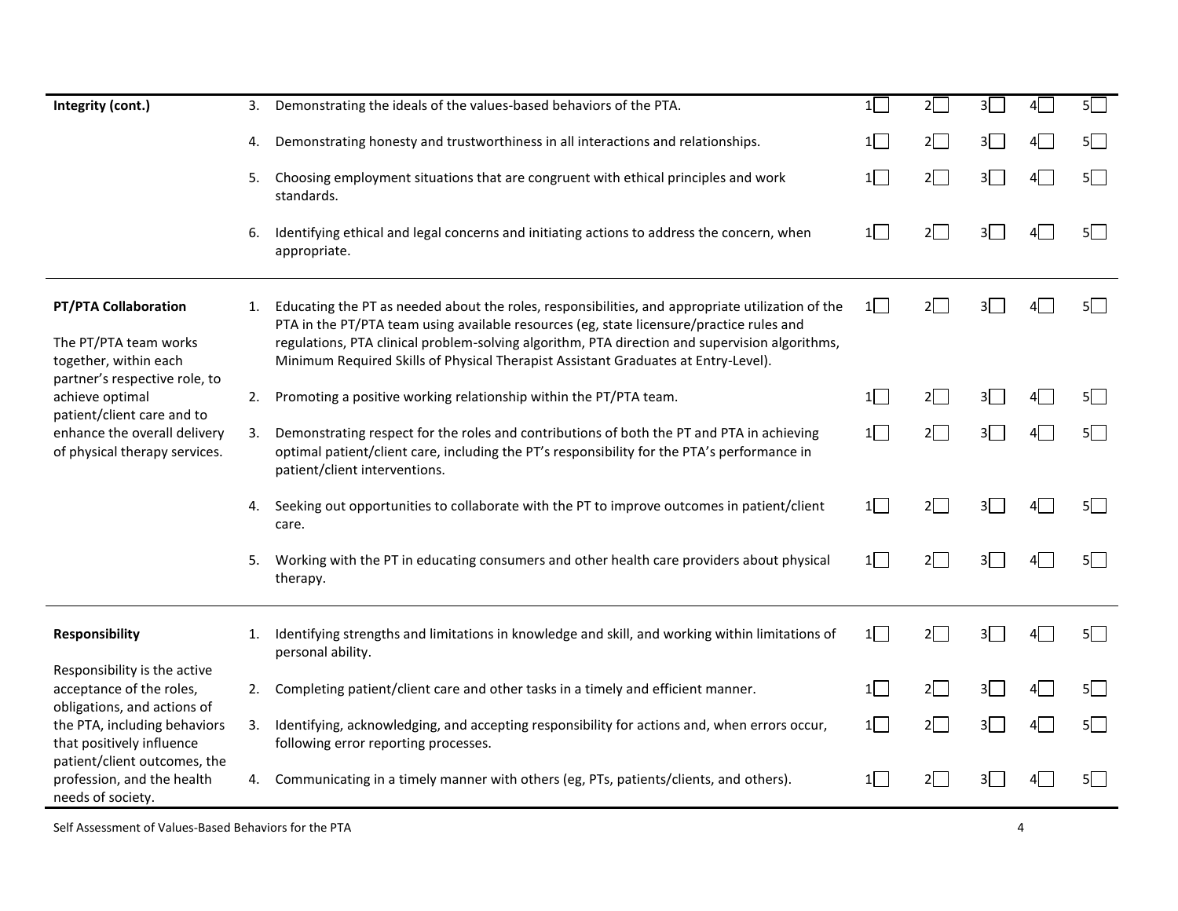| | | | | | | |
|---|---|---|---|---|---|---|
| **Integrity (cont.)** | 3. Demonstrating the ideals of the values-based behaviors of the PTA. | 1☐ | 2☐ | 3☐ | 4☐ | 5☐ |
| | 4. Demonstrating honesty and trustworthiness in all interactions and relationships. | 1☐ | 2☐ | 3☐ | 4☐ | 5☐ |
| | 5. Choosing employment situations that are congruent with ethical principles and work standards. | 1☐ | 2☐ | 3☐ | 4☐ | 5☐ |
| | 6. Identifying ethical and legal concerns and initiating actions to address the concern, when appropriate. | 1☐ | 2☐ | 3☐ | 4☐ | 5☐ |
| **PT/PTA Collaboration**<br><br>The PT/PTA team works together, within each partner's respective role, to achieve optimal patient/client care and to enhance the overall delivery of physical therapy services. | 1. Educating the PT as needed about the roles, responsibilities, and appropriate utilization of the PTA in the PT/PTA team using available resources (eg, state licensure/practice rules and regulations, PTA clinical problem-solving algorithm, PTA direction and supervision algorithms, Minimum Required Skills of Physical Therapist Assistant Graduates at Entry-Level). | 1☐ | 2☐ | 3☐ | 4☐ | 5☐ |
| | 2. Promoting a positive working relationship within the PT/PTA team. | 1☐ | 2☐ | 3☐ | 4☐ | 5☐ |
| | 3. Demonstrating respect for the roles and contributions of both the PT and PTA in achieving optimal patient/client care, including the PT's responsibility for the PTA's performance in patient/client interventions. | 1☐ | 2☐ | 3☐ | 4☐ | 5☐ |
| | 4. Seeking out opportunities to collaborate with the PT to improve outcomes in patient/client care. | 1☐ | 2☐ | 3☐ | 4☐ | 5☐ |
| | 5. Working with the PT in educating consumers and other health care providers about physical therapy. | 1☐ | 2☐ | 3☐ | 4☐ | 5☐ |
| **Responsibility**<br><br>Responsibility is the active acceptance of the roles, obligations, and actions of the PTA, including behaviors that positively influence patient/client outcomes, the profession, and the health needs of society. | 1. Identifying strengths and limitations in knowledge and skill, and working within limitations of personal ability. | 1☐ | 2☐ | 3☐ | 4☐ | 5☐ |
| | 2. Completing patient/client care and other tasks in a timely and efficient manner. | 1☐ | 2☐ | 3☐ | 4☐ | 5☐ |
| | 3. Identifying, acknowledging, and accepting responsibility for actions and, when errors occur, following error reporting processes. | 1☐ | 2☐ | 3☐ | 4☐ | 5☐ |
| | 4. Communicating in a timely manner with others (eg, PTs, patients/clients, and others). | 1☐ | 2☐ | 3☐ | 4☐ | 5☐ |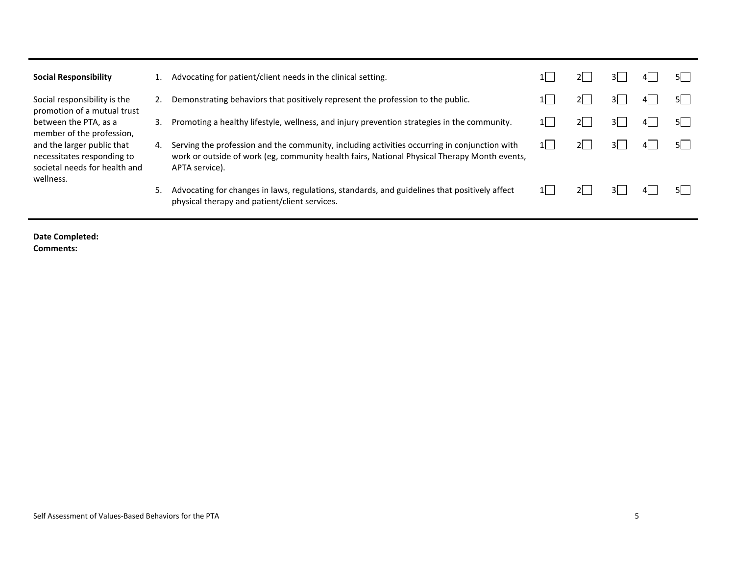| | | | | | | |
|---|---|---|---|---|---|---|
| **Social Responsibility**<br><br>Social responsibility is the promotion of a mutual trust between the PTA, as a member of the profession, and the larger public that necessitates responding to societal needs for health and wellness. | 1. Advocating for patient/client needs in the clinical setting. | 1☐ | 2☐ | 3☐ | 4☐ | 5☐ |
| | 2. Demonstrating behaviors that positively represent the profession to the public. | 1☐ | 2☐ | 3☐ | 4☐ | 5☐ |
| | 3. Promoting a healthy lifestyle, wellness, and injury prevention strategies in the community. | 1☐ | 2☐ | 3☐ | 4☐ | 5☐ |
| | 4. Serving the profession and the community, including activities occurring in conjunction with work or outside of work (eg, community health fairs, National Physical Therapy Month events, APTA service). | 1☐ | 2☐ | 3☐ | 4☐ | 5☐ |
| | 5. Advocating for changes in laws, regulations, standards, and guidelines that positively affect physical therapy and patient/client services. | 1☐ | 2☐ | 3☐ | 4☐ | 5☐ |

**Date Completed:**

**Comments:**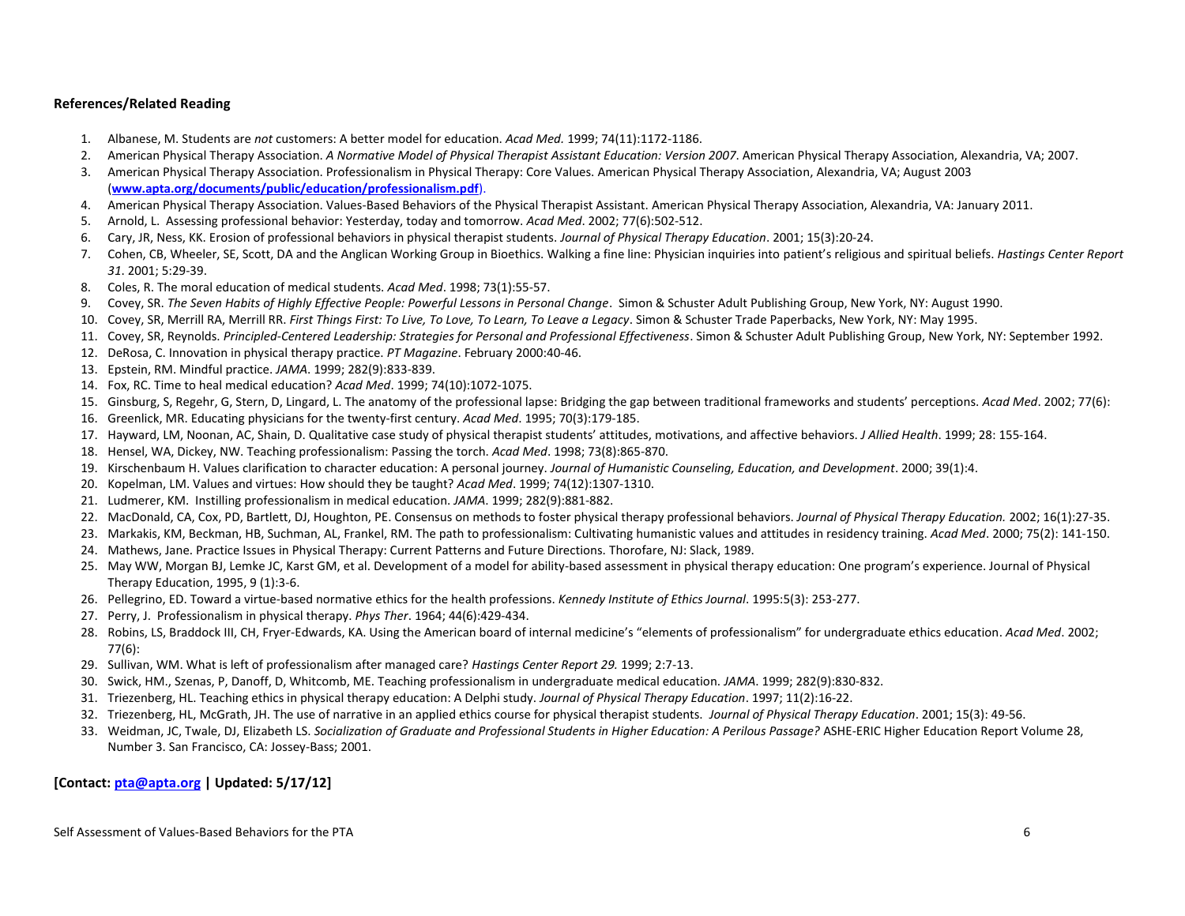**References/Related Reading**

1. Albanese, M. Students are *not* customers: A better model for education. *Acad Med.* 1999; 74(11):1172-1186.
2. American Physical Therapy Association. *A Normative Model of Physical Therapist Assistant Education: Version 2007*. American Physical Therapy Association, Alexandria, VA; 2007.
3. American Physical Therapy Association. Professionalism in Physical Therapy: Core Values. American Physical Therapy Association, Alexandria, VA; August 2003 (**www.apta.org/documents/public/education/professionalism.pdf**).
4. American Physical Therapy Association. Values-Based Behaviors of the Physical Therapist Assistant. American Physical Therapy Association, Alexandria, VA: January 2011.
5. Arnold, L. Assessing professional behavior: Yesterday, today and tomorrow. *Acad Med*. 2002; 77(6):502-512.
6. Cary, JR, Ness, KK. Erosion of professional behaviors in physical therapist students. *Journal of Physical Therapy Education*. 2001; 15(3):20-24.
7. Cohen, CB, Wheeler, SE, Scott, DA and the Anglican Working Group in Bioethics. Walking a fine line: Physician inquiries into patient's religious and spiritual beliefs. *Hastings Center Report 31*. 2001; 5:29-39.
8. Coles, R. The moral education of medical students. *Acad Med*. 1998; 73(1):55-57.
9. Covey, SR. *The Seven Habits of Highly Effective People: Powerful Lessons in Personal Change*. Simon & Schuster Adult Publishing Group, New York, NY: August 1990.
10. Covey, SR, Merrill RA, Merrill RR. *First Things First: To Live, To Love, To Learn, To Leave a Legacy*. Simon & Schuster Trade Paperbacks, New York, NY: May 1995.
11. Covey, SR, Reynolds. *Principled-Centered Leadership: Strategies for Personal and Professional Effectiveness*. Simon & Schuster Adult Publishing Group, New York, NY: September 1992.
12. DeRosa, C. Innovation in physical therapy practice. *PT Magazine*. February 2000:40-46.
13. Epstein, RM. Mindful practice. *JAMA*. 1999; 282(9):833-839.
14. Fox, RC. Time to heal medical education? *Acad Med*. 1999; 74(10):1072-1075.
15. Ginsburg, S, Regehr, G, Stern, D, Lingard, L. The anatomy of the professional lapse: Bridging the gap between traditional frameworks and students' perceptions. *Acad Med*. 2002; 77(6):
16. Greenlick, MR. Educating physicians for the twenty-first century. *Acad Med*. 1995; 70(3):179-185.
17. Hayward, LM, Noonan, AC, Shain, D. Qualitative case study of physical therapist students' attitudes, motivations, and affective behaviors. *J Allied Health*. 1999; 28: 155-164.
18. Hensel, WA, Dickey, NW. Teaching professionalism: Passing the torch. *Acad Med*. 1998; 73(8):865-870.
19. Kirschenbaum H. Values clarification to character education: A personal journey. *Journal of Humanistic Counseling, Education, and Development*. 2000; 39(1):4.
20. Kopelman, LM. Values and virtues: How should they be taught? *Acad Med*. 1999; 74(12):1307-1310.
21. Ludmerer, KM. Instilling professionalism in medical education. *JAMA*. 1999; 282(9):881-882.
22. MacDonald, CA, Cox, PD, Bartlett, DJ, Houghton, PE. Consensus on methods to foster physical therapy professional behaviors. *Journal of Physical Therapy Education.* 2002; 16(1):27-35.
23. Markakis, KM, Beckman, HB, Suchman, AL, Frankel, RM. The path to professionalism: Cultivating humanistic values and attitudes in residency training. *Acad Med*. 2000; 75(2): 141-150.
24. Mathews, Jane. Practice Issues in Physical Therapy: Current Patterns and Future Directions. Thorofare, NJ: Slack, 1989.
25. May WW, Morgan BJ, Lemke JC, Karst GM, et al. Development of a model for ability-based assessment in physical therapy education: One program's experience. Journal of Physical Therapy Education, 1995, 9 (1):3-6.
26. Pellegrino, ED. Toward a virtue-based normative ethics for the health professions. *Kennedy Institute of Ethics Journal*. 1995:5(3): 253-277.
27. Perry, J. Professionalism in physical therapy. *Phys Ther*. 1964; 44(6):429-434.
28. Robins, LS, Braddock III, CH, Fryer-Edwards, KA. Using the American board of internal medicine's "elements of professionalism" for undergraduate ethics education. *Acad Med*. 2002; 77(6):
29. Sullivan, WM. What is left of professionalism after managed care? *Hastings Center Report 29.* 1999; 2:7-13.
30. Swick, HM., Szenas, P, Danoff, D, Whitcomb, ME. Teaching professionalism in undergraduate medical education. *JAMA*. 1999; 282(9):830-832.
31. Triezenberg, HL. Teaching ethics in physical therapy education: A Delphi study. *Journal of Physical Therapy Education*. 1997; 11(2):16-22.
32. Triezenberg, HL, McGrath, JH. The use of narrative in an applied ethics course for physical therapist students. *Journal of Physical Therapy Education*. 2001; 15(3): 49-56.
33. Weidman, JC, Twale, DJ, Elizabeth LS. *Socialization of Graduate and Professional Students in Higher Education: A Perilous Passage?* ASHE-ERIC Higher Education Report Volume 28, Number 3. San Francisco, CA: Jossey-Bass; 2001.

**[Contact: pta@apta.org | Updated: 5/17/12]**